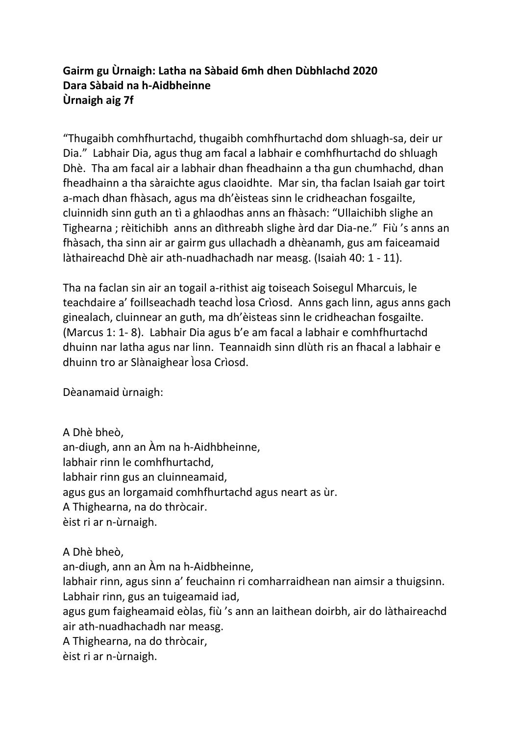**Gairm gu Ùrnaigh: Latha na Sàbaid 6mh dhen Dùbhlachd 2020**
**Dara Sàbaid na h-Aidbheinne**
**Ùrnaigh aig 7f**

"Thugaibh comhfhurtachd, thugaibh comhfhurtachd dom shluagh-sa, deir ur Dia." Labhair Dia, agus thug am facal a labhair e comhfhurtachd do shluagh Dhè. Tha am facal air a labhair dhan fheadhainn a tha gun chumhachd, dhan fheadhainn a tha sàraichte agus claoidhte. Mar sin, tha faclan Isaiah gar toirt a-mach dhan fhàsach, agus ma dh'èisteas sinn le cridheachan fosgailte, cluinnidh sinn guth an tì a ghlaodhas anns an fhàsach: "Ullaichibh slighe an Tighearna ; rèitichibh anns an dìthreabh slighe àrd dar Dia-ne." Fiù 's anns an fhàsach, tha sinn air ar gairm gus ullachadh a dhèanamh, gus am faiceamaid làthaireachd Dhè air ath-nuadhachadh nar measg. (Isaiah 40: 1 - 11).

Tha na faclan sin air an togail a-rithist aig toiseach Soisegul Mharcuis, le teachdaire a' foillseachadh teachd Ìosa Crìosd. Anns gach linn, agus anns gach ginealach, cluinnear an guth, ma dh'èisteas sinn le cridheachan fosgailte. (Marcus 1: 1- 8). Labhair Dia agus b'e am facal a labhair e comhfhurtachd dhuinn nar latha agus nar linn. Teannaidh sinn dlùth ris an fhacal a labhair e dhuinn tro ar Slànaighear Ìosa Crìosd.

Dèanamaid ùrnaigh:

A Dhè bheò,
an-diugh, ann an Àm na h-Aidhbheinne,
labhair rinn le comhfhurtachd,
labhair rinn gus an cluinneamaid,
agus gus an lorgamaid comhfhurtachd agus neart as ùr.
A Thighearna, na do thròcair.
èist ri ar n-ùrnaigh.

A Dhè bheò,
an-diugh, ann an Àm na h-Aidbheinne,
labhair rinn, agus sinn a' feuchainn ri comharraidhean nan aimsir a thuigsinn.
Labhair rinn, gus an tuigeamaid iad,
agus gum faigheamaid eòlas, fiù 's ann an laithean doirbh, air do làthaireachd air ath-nuadhachadh nar measg.
A Thighearna, na do thròcair,
èist ri ar n-ùrnaigh.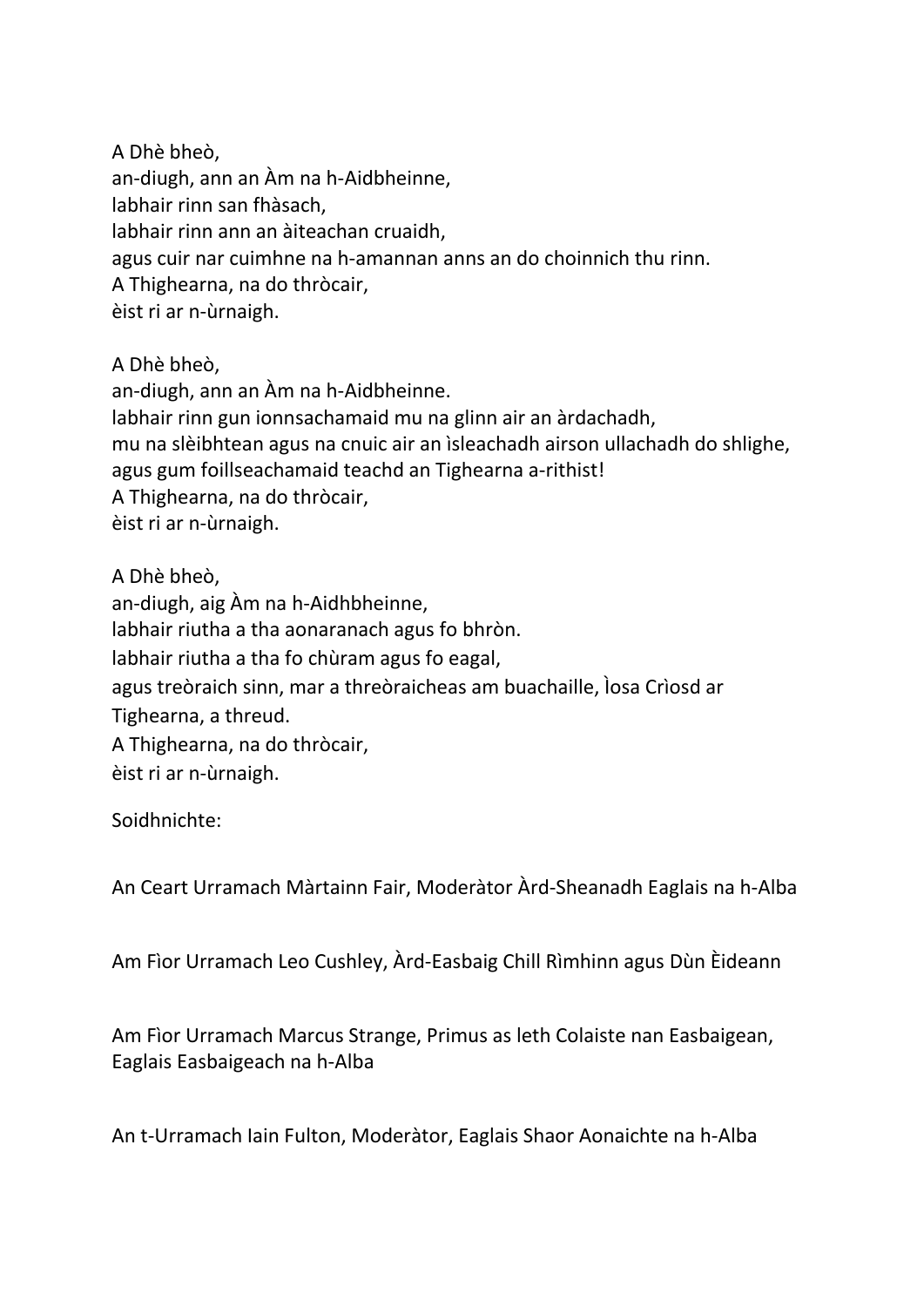A Dhè bheò,  
an-diugh, ann an Àm na h-Aidbheinne,  
labhair rinn san fhàsach,  
labhair rinn ann an àiteachan cruaidh,  
agus cuir nar cuimhne na h-amannan anns an do choinnich thu rinn.  
A Thighearna, na do thròcair,  
èist ri ar n-ùrnaigh.

A Dhè bheò,  
an-diugh, ann an Àm na h-Aidbheinne.  
labhair rinn gun ionnsachamaid mu na glinn air an àrdachadh,  
mu na slèibhtean agus na cnuic air an ìsleachadh airson ullachadh do shlighe,  
agus gum foillseachamaid teachd an Tighearna a-rithist!  
A Thighearna, na do thròcair,  
èist ri ar n-ùrnaigh.

A Dhè bheò,  
an-diugh, aig Àm na h-Aidhbheinne,  
labhair riutha a tha aonaranach agus fo bhròn.  
labhair riutha a tha fo chùram agus fo eagal,  
agus treòraich sinn, mar a threòraicheas am buachaille, Ìosa Crìosd ar Tighearna, a threud.  
A Thighearna, na do thròcair,  
èist ri ar n-ùrnaigh.

Soidhnichte:

An Ceart Urramach Màrtainn Fair, Moderàtor Àrd-Sheanadh Eaglais na h-Alba

Am Fìor Urramach Leo Cushley, Àrd-Easbaig Chill Rìmhinn agus Dùn Èideann

Am Fìor Urramach Marcus Strange, Primus as leth Colaiste nan Easbaigean, Eaglais Easbaigeach na h-Alba

An t-Urramach Iain Fulton, Moderàtor, Eaglais Shaor Aonaichte na h-Alba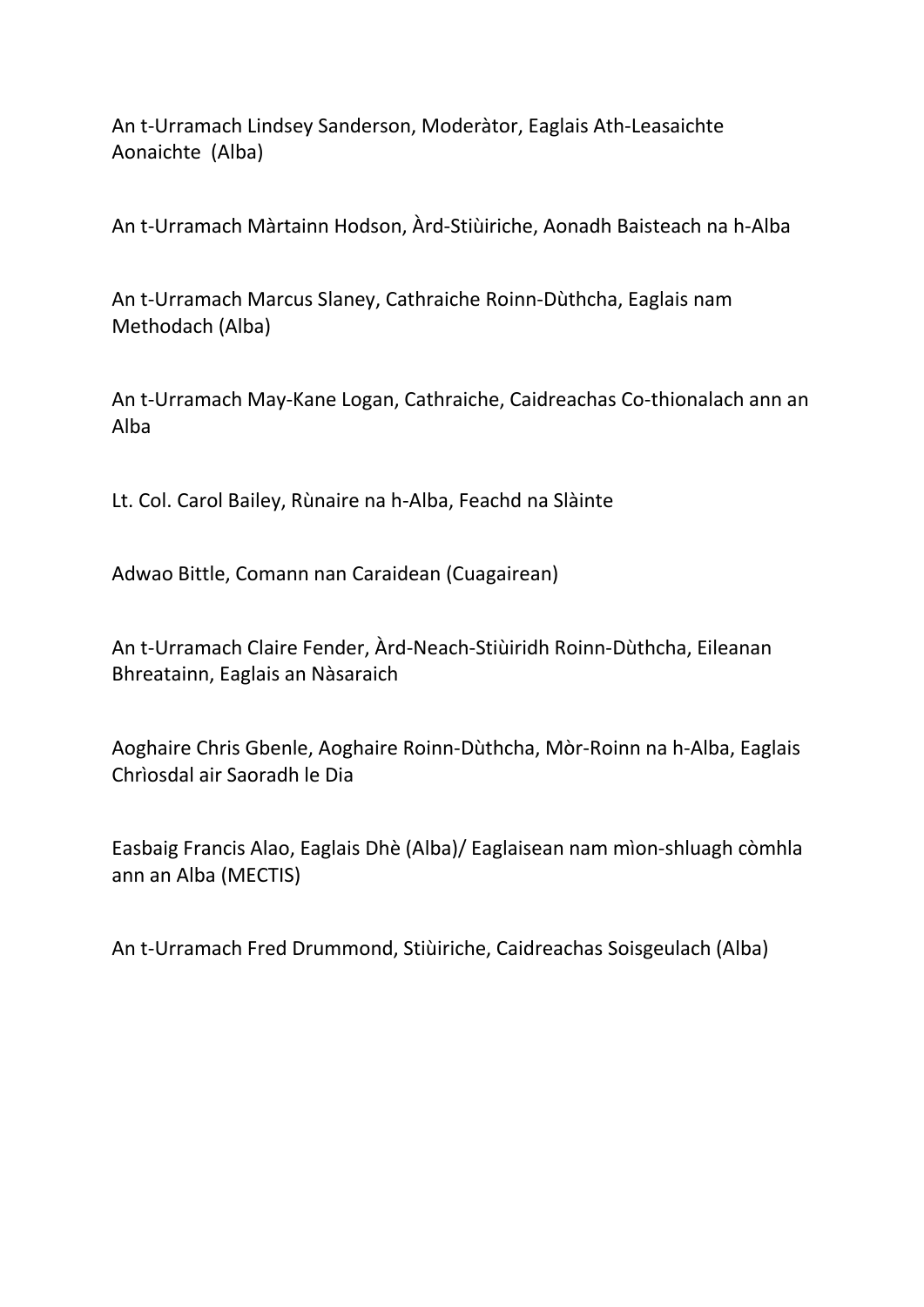An t-Urramach Lindsey Sanderson, Moderàtor, Eaglais Ath-Leasaichte Aonaichte  (Alba)

An t-Urramach Màrtainn Hodson, Àrd-Stiùiriche, Aonadh Baisteach na h-Alba

An t-Urramach Marcus Slaney, Cathraiche Roinn-Dùthcha, Eaglais nam Methodach (Alba)

An t-Urramach May-Kane Logan, Cathraiche, Caidreachas Co-thionalach ann an Alba

Lt. Col. Carol Bailey, Rùnaire na h-Alba, Feachd na Slàinte

Adwao Bittle, Comann nan Caraidean (Cuagairean)

An t-Urramach Claire Fender, Àrd-Neach-Stiùiridh Roinn-Dùthcha, Eileanan Bhreatainn, Eaglais an Nàsaraich

Aoghaire Chris Gbenle, Aoghaire Roinn-Dùthcha, Mòr-Roinn na h-Alba, Eaglais Chrìosdal air Saoradh le Dia

Easbaig Francis Alao, Eaglais Dhè (Alba)/ Eaglaisean nam mìon-shluagh còmhla ann an Alba (MECTIS)

An t-Urramach Fred Drummond, Stiùiriche, Caidreachas Soisgeulach (Alba)